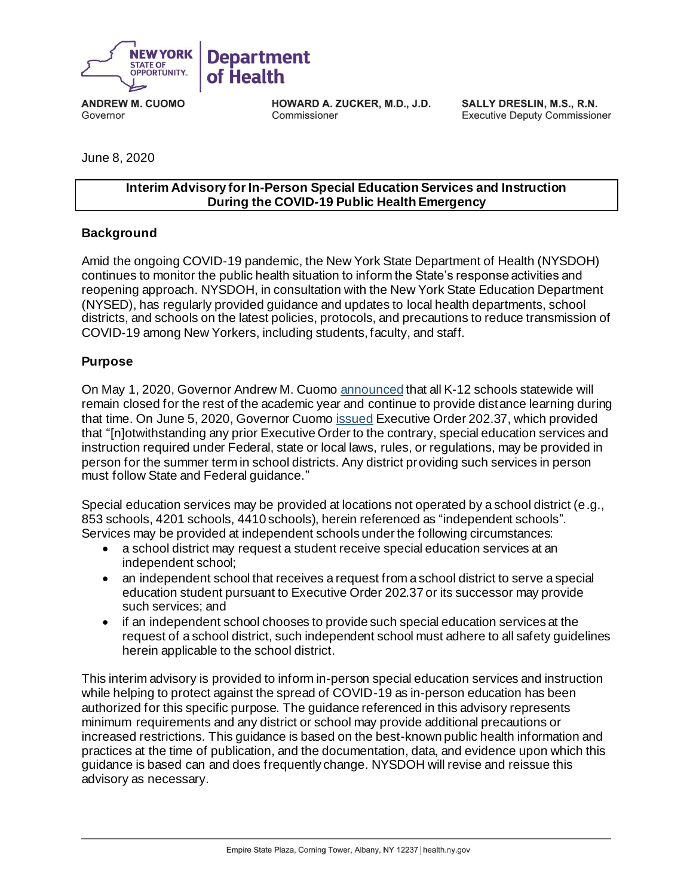NEW YORK STATE OF OPPORTUNITY. | Department of Health

**ANDREW M. CUOMO**
Governor

**HOWARD A. ZUCKER, M.D., J.D.**
Commissioner

**SALLY DRESLIN, M.S., R.N.**
Executive Deputy Commissioner

June 8, 2020

**Interim Advisory for In-Person Special Education Services and Instruction During the COVID-19 Public Health Emergency**

## Background

Amid the ongoing COVID-19 pandemic, the New York State Department of Health (NYSDOH) continues to monitor the public health situation to inform the State's response activities and reopening approach. NYSDOH, in consultation with the New York State Education Department (NYSED), has regularly provided guidance and updates to local health departments, school districts, and schools on the latest policies, protocols, and precautions to reduce transmission of COVID-19 among New Yorkers, including students, faculty, and staff.

## Purpose

On May 1, 2020, Governor Andrew M. Cuomo announced that all K-12 schools statewide will remain closed for the rest of the academic year and continue to provide distance learning during that time. On June 5, 2020, Governor Cuomo issued Executive Order 202.37, which provided that "[n]otwithstanding any prior Executive Order to the contrary, special education services and instruction required under Federal, state or local laws, rules, or regulations, may be provided in person for the summer term in school districts. Any district providing such services in person must follow State and Federal guidance."

Special education services may be provided at locations not operated by a school district (e.g., 853 schools, 4201 schools, 4410 schools), herein referenced as "independent schools". Services may be provided at independent schools under the following circumstances:

- a school district may request a student receive special education services at an independent school;
- an independent school that receives a request from a school district to serve a special education student pursuant to Executive Order 202.37 or its successor may provide such services; and
- if an independent school chooses to provide such special education services at the request of a school district, such independent school must adhere to all safety guidelines herein applicable to the school district.

This interim advisory is provided to inform in-person special education services and instruction while helping to protect against the spread of COVID-19 as in-person education has been authorized for this specific purpose. The guidance referenced in this advisory represents minimum requirements and any district or school may provide additional precautions or increased restrictions. This guidance is based on the best-known public health information and practices at the time of publication, and the documentation, data, and evidence upon which this guidance is based can and does frequently change. NYSDOH will revise and reissue this advisory as necessary.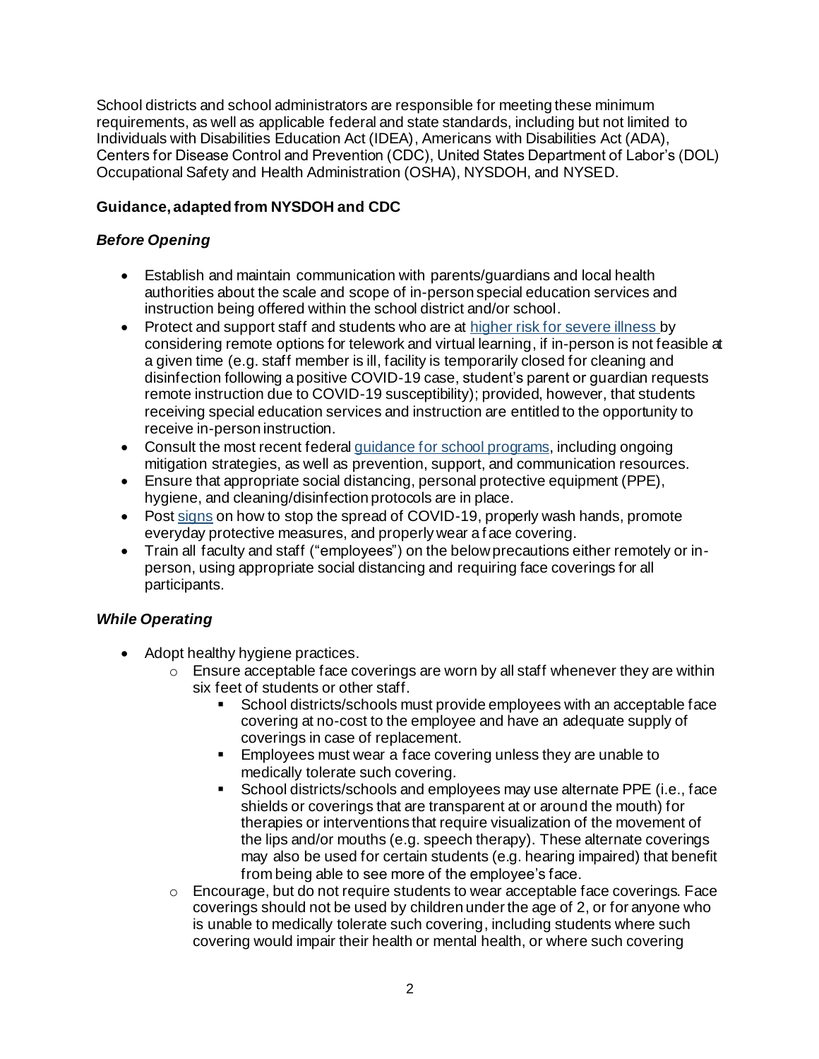School districts and school administrators are responsible for meeting these minimum requirements, as well as applicable federal and state standards, including but not limited to Individuals with Disabilities Education Act (IDEA), Americans with Disabilities Act (ADA), Centers for Disease Control and Prevention (CDC), United States Department of Labor's (DOL) Occupational Safety and Health Administration (OSHA), NYSDOH, and NYSED.

**Guidance, adapted from NYSDOH and CDC**

***Before Opening***

- Establish and maintain communication with parents/guardians and local health authorities about the scale and scope of in-person special education services and instruction being offered within the school district and/or school.
- Protect and support staff and students who are at higher risk for severe illness by considering remote options for telework and virtual learning, if in-person is not feasible at a given time (e.g. staff member is ill, facility is temporarily closed for cleaning and disinfection following a positive COVID-19 case, student's parent or guardian requests remote instruction due to COVID-19 susceptibility); provided, however, that students receiving special education services and instruction are entitled to the opportunity to receive in-person instruction.
- Consult the most recent federal guidance for school programs, including ongoing mitigation strategies, as well as prevention, support, and communication resources.
- Ensure that appropriate social distancing, personal protective equipment (PPE), hygiene, and cleaning/disinfection protocols are in place.
- Post signs on how to stop the spread of COVID-19, properly wash hands, promote everyday protective measures, and properly wear a face covering.
- Train all faculty and staff ("employees") on the below precautions either remotely or in-person, using appropriate social distancing and requiring face coverings for all participants.

***While Operating***

- Adopt healthy hygiene practices.
  - Ensure acceptable face coverings are worn by all staff whenever they are within six feet of students or other staff.
    - School districts/schools must provide employees with an acceptable face covering at no-cost to the employee and have an adequate supply of coverings in case of replacement.
    - Employees must wear a face covering unless they are unable to medically tolerate such covering.
    - School districts/schools and employees may use alternate PPE (i.e., face shields or coverings that are transparent at or around the mouth) for therapies or interventions that require visualization of the movement of the lips and/or mouths (e.g. speech therapy). These alternate coverings may also be used for certain students (e.g. hearing impaired) that benefit from being able to see more of the employee's face.
  - Encourage, but do not require students to wear acceptable face coverings. Face coverings should not be used by children under the age of 2, or for anyone who is unable to medically tolerate such covering, including students where such covering would impair their health or mental health, or where such covering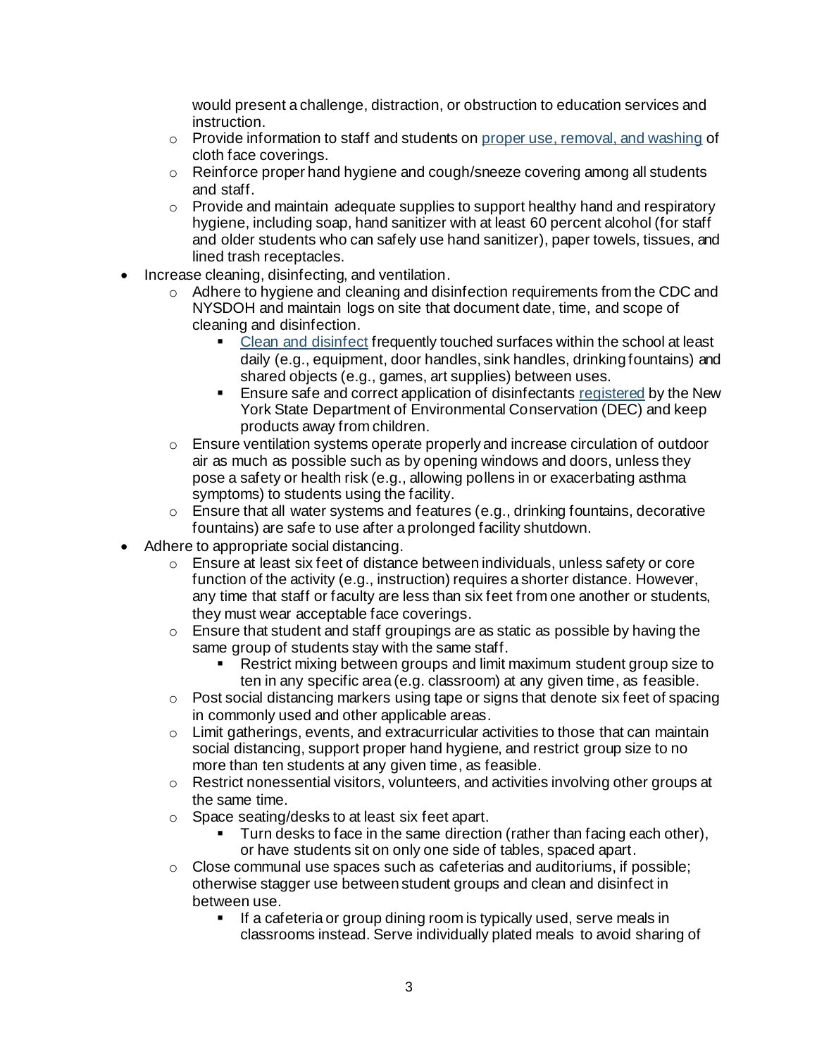would present a challenge, distraction, or obstruction to education services and instruction.

- Provide information to staff and students on proper use, removal, and washing of cloth face coverings.
- Reinforce proper hand hygiene and cough/sneeze covering among all students and staff.
- Provide and maintain adequate supplies to support healthy hand and respiratory hygiene, including soap, hand sanitizer with at least 60 percent alcohol (for staff and older students who can safely use hand sanitizer), paper towels, tissues, and lined trash receptacles.

- Increase cleaning, disinfecting, and ventilation.
  - Adhere to hygiene and cleaning and disinfection requirements from the CDC and NYSDOH and maintain logs on site that document date, time, and scope of cleaning and disinfection.
    - Clean and disinfect frequently touched surfaces within the school at least daily (e.g., equipment, door handles, sink handles, drinking fountains) and shared objects (e.g., games, art supplies) between uses.
    - Ensure safe and correct application of disinfectants registered by the New York State Department of Environmental Conservation (DEC) and keep products away from children.
  - Ensure ventilation systems operate properly and increase circulation of outdoor air as much as possible such as by opening windows and doors, unless they pose a safety or health risk (e.g., allowing pollens in or exacerbating asthma symptoms) to students using the facility.
  - Ensure that all water systems and features (e.g., drinking fountains, decorative fountains) are safe to use after a prolonged facility shutdown.
- Adhere to appropriate social distancing.
  - Ensure at least six feet of distance between individuals, unless safety or core function of the activity (e.g., instruction) requires a shorter distance. However, any time that staff or faculty are less than six feet from one another or students, they must wear acceptable face coverings.
  - Ensure that student and staff groupings are as static as possible by having the same group of students stay with the same staff.
    - Restrict mixing between groups and limit maximum student group size to ten in any specific area (e.g. classroom) at any given time, as feasible.
  - Post social distancing markers using tape or signs that denote six feet of spacing in commonly used and other applicable areas.
  - Limit gatherings, events, and extracurricular activities to those that can maintain social distancing, support proper hand hygiene, and restrict group size to no more than ten students at any given time, as feasible.
  - Restrict nonessential visitors, volunteers, and activities involving other groups at the same time.
  - Space seating/desks to at least six feet apart.
    - Turn desks to face in the same direction (rather than facing each other), or have students sit on only one side of tables, spaced apart.
  - Close communal use spaces such as cafeterias and auditoriums, if possible; otherwise stagger use between student groups and clean and disinfect in between use.
    - If a cafeteria or group dining room is typically used, serve meals in classrooms instead. Serve individually plated meals to avoid sharing of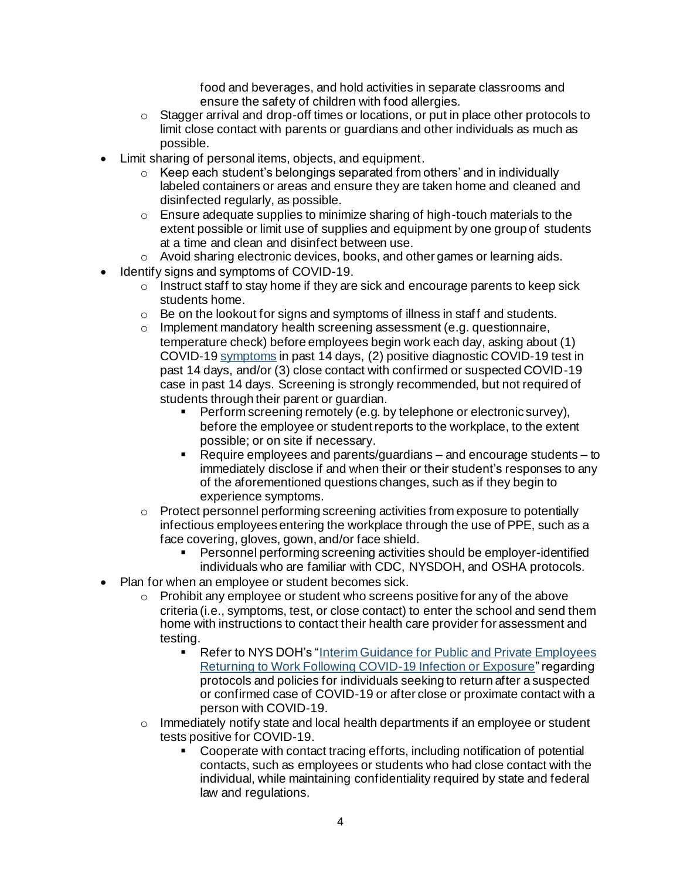food and beverages, and hold activities in separate classrooms and ensure the safety of children with food allergies.
    - Stagger arrival and drop-off times or locations, or put in place other protocols to limit close contact with parents or guardians and other individuals as much as possible.
- Limit sharing of personal items, objects, and equipment.
    - Keep each student's belongings separated from others' and in individually labeled containers or areas and ensure they are taken home and cleaned and disinfected regularly, as possible.
    - Ensure adequate supplies to minimize sharing of high-touch materials to the extent possible or limit use of supplies and equipment by one group of students at a time and clean and disinfect between use.
    - Avoid sharing electronic devices, books, and other games or learning aids.
- Identify signs and symptoms of COVID-19.
    - Instruct staff to stay home if they are sick and encourage parents to keep sick students home.
    - Be on the lookout for signs and symptoms of illness in staff and students.
    - Implement mandatory health screening assessment (e.g. questionnaire, temperature check) before employees begin work each day, asking about (1) COVID-19 symptoms in past 14 days, (2) positive diagnostic COVID-19 test in past 14 days, and/or (3) close contact with confirmed or suspected COVID-19 case in past 14 days. Screening is strongly recommended, but not required of students through their parent or guardian.
        - Perform screening remotely (e.g. by telephone or electronic survey), before the employee or student reports to the workplace, to the extent possible; or on site if necessary.
        - Require employees and parents/guardians – and encourage students – to immediately disclose if and when their or their student's responses to any of the aforementioned questions changes, such as if they begin to experience symptoms.
    - Protect personnel performing screening activities from exposure to potentially infectious employees entering the workplace through the use of PPE, such as a face covering, gloves, gown, and/or face shield.
        - Personnel performing screening activities should be employer-identified individuals who are familiar with CDC, NYSDOH, and OSHA protocols.
- Plan for when an employee or student becomes sick.
    - Prohibit any employee or student who screens positive for any of the above criteria (i.e., symptoms, test, or close contact) to enter the school and send them home with instructions to contact their health care provider for assessment and testing.
        - Refer to NYS DOH's "Interim Guidance for Public and Private Employees Returning to Work Following COVID-19 Infection or Exposure" regarding protocols and policies for individuals seeking to return after a suspected or confirmed case of COVID-19 or after close or proximate contact with a person with COVID-19.
    - Immediately notify state and local health departments if an employee or student tests positive for COVID-19.
        - Cooperate with contact tracing efforts, including notification of potential contacts, such as employees or students who had close contact with the individual, while maintaining confidentiality required by state and federal law and regulations.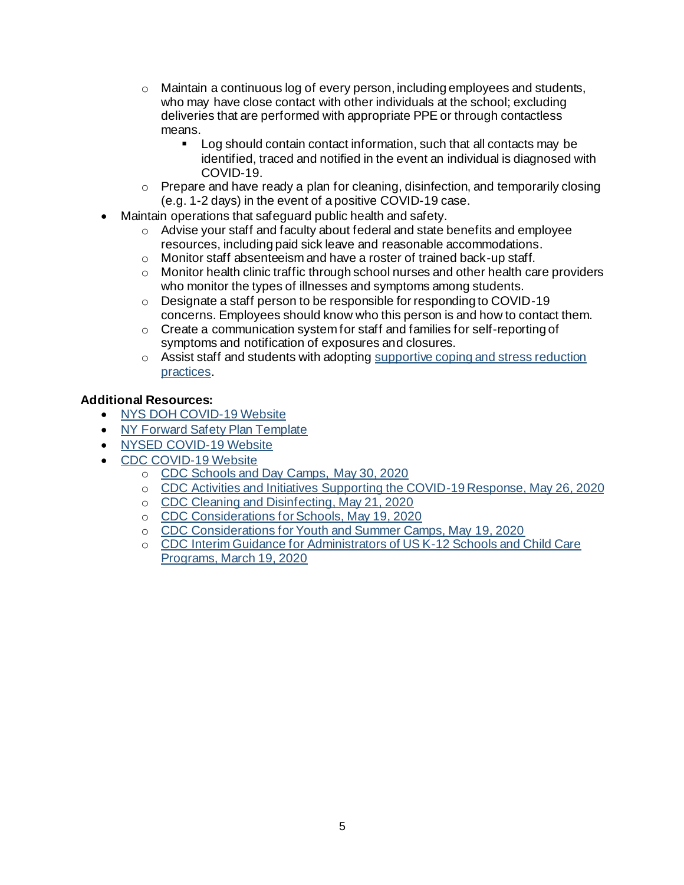- Maintain a continuous log of every person, including employees and students, who may have close contact with other individuals at the school; excluding deliveries that are performed with appropriate PPE or through contactless means.
    - Log should contain contact information, such that all contacts may be identified, traced and notified in the event an individual is diagnosed with COVID-19.
  - Prepare and have ready a plan for cleaning, disinfection, and temporarily closing (e.g. 1-2 days) in the event of a positive COVID-19 case.
- Maintain operations that safeguard public health and safety.
  - Advise your staff and faculty about federal and state benefits and employee resources, including paid sick leave and reasonable accommodations.
  - Monitor staff absenteeism and have a roster of trained back-up staff.
  - Monitor health clinic traffic through school nurses and other health care providers who monitor the types of illnesses and symptoms among students.
  - Designate a staff person to be responsible for responding to COVID-19 concerns. Employees should know who this person is and how to contact them.
  - Create a communication system for staff and families for self-reporting of symptoms and notification of exposures and closures.
  - Assist staff and students with adopting supportive coping and stress reduction practices.

**Additional Resources:**

- NYS DOH COVID-19 Website
- NY Forward Safety Plan Template
- NYSED COVID-19 Website
- CDC COVID-19 Website
  - CDC Schools and Day Camps, May 30, 2020
  - CDC Activities and Initiatives Supporting the COVID-19 Response, May 26, 2020
  - CDC Cleaning and Disinfecting, May 21, 2020
  - CDC Considerations for Schools, May 19, 2020
  - CDC Considerations for Youth and Summer Camps, May 19, 2020
  - CDC Interim Guidance for Administrators of US K-12 Schools and Child Care Programs, March 19, 2020